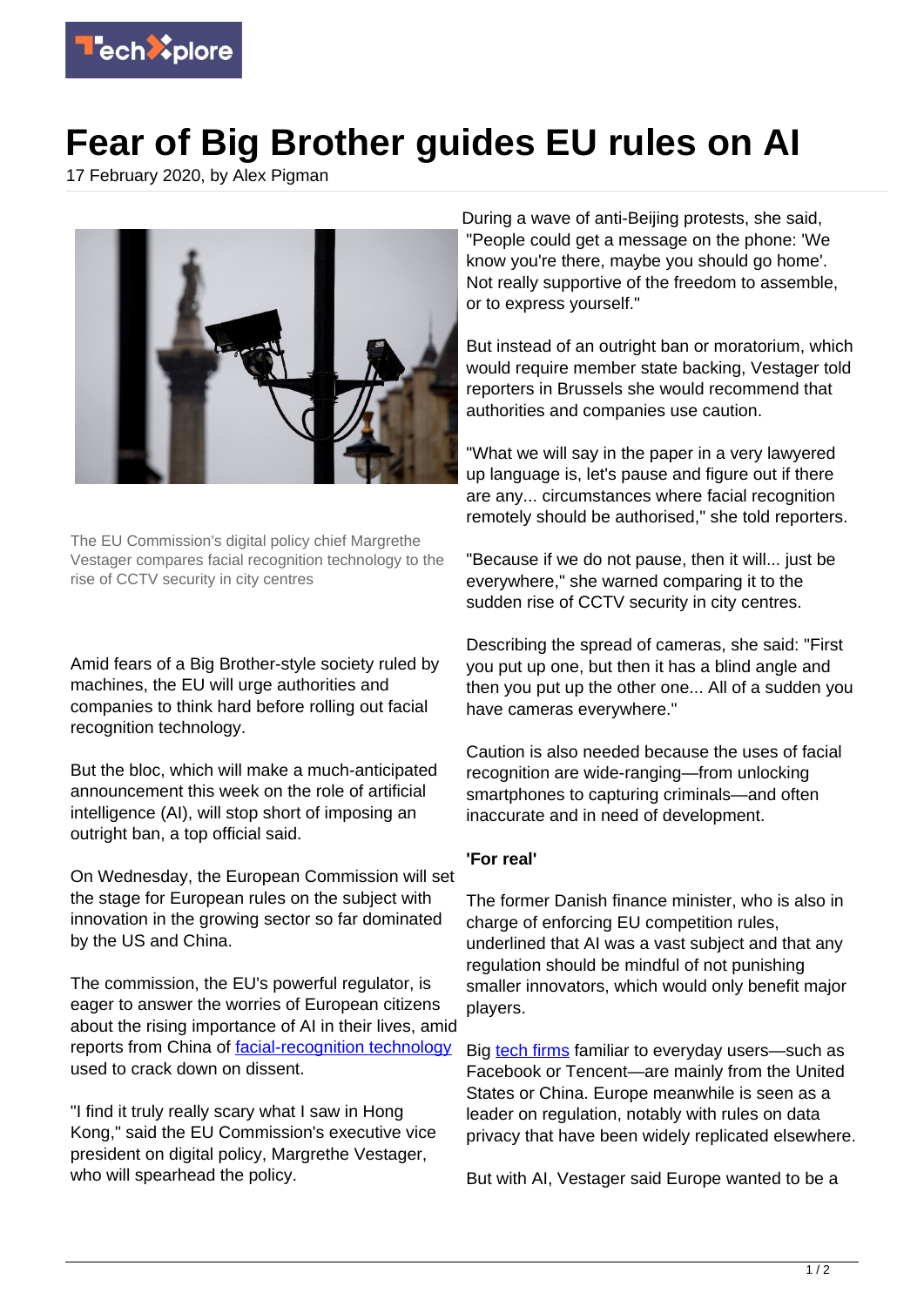# Fear of Big Brother guides EU rules on AI

17 February 2020, by Alex Pigman

The EU Commission's digital policy chief Margrethe Vestager compares facial recognition technology to the rise of CCTV security in city centres

Amid fears of a Big Brother-style society ruled by machines, the EU will urge authorities and companies to think hard before rolling out facial recognition technology.

But the bloc, which will make a much-anticipated announcement this week on the role of artificial intelligence (AI), will stop short of imposing an outright ban, a top official said.

On Wednesday, the European Commission will set the stage for European rules on the subject with innovation in the growing sector so far dominated by the US and China.

The commission, the EU's powerful regulator, is eager to answer the worries of European citizens about the rising importance of AI in their lives, amid reports from China of facial-recognition technology used to crack down on dissent.

"I find it truly really scary what I saw in Hong Kong," said the EU Commission's executive vice president on digital policy, Margrethe Vestager, who will spearhead the policy.

During a wave of anti-Beijing protests, she said, "People could get a message on the phone: 'We know you're there, maybe you should go home'. Not really supportive of the freedom to assemble, or to express yourself."

But instead of an outright ban or moratorium, which would require member state backing, Vestager told reporters in Brussels she would recommend that authorities and companies use caution.

"What we will say in the paper in a very lawyered up language is, let's pause and figure out if there are any... circumstances where facial recognition remotely should be authorised," she told reporters.

"Because if we do not pause, then it will... just be everywhere," she warned comparing it to the sudden rise of CCTV security in city centres.

Describing the spread of cameras, she said: "First you put up one, but then it has a blind angle and then you put up the other one... All of a sudden you have cameras everywhere."

Caution is also needed because the uses of facial recognition are wide-ranging—from unlocking smartphones to capturing criminals—and often inaccurate and in need of development.

## 'For real'

The former Danish finance minister, who is also in charge of enforcing EU competition rules, underlined that AI was a vast subject and that any regulation should be mindful of not punishing smaller innovators, which would only benefit major players.

Big tech firms familiar to everyday users—such as Facebook or Tencent—are mainly from the United States or China. Europe meanwhile is seen as a leader on regulation, notably with rules on data privacy that have been widely replicated elsewhere.

But with AI, Vestager said Europe wanted to be a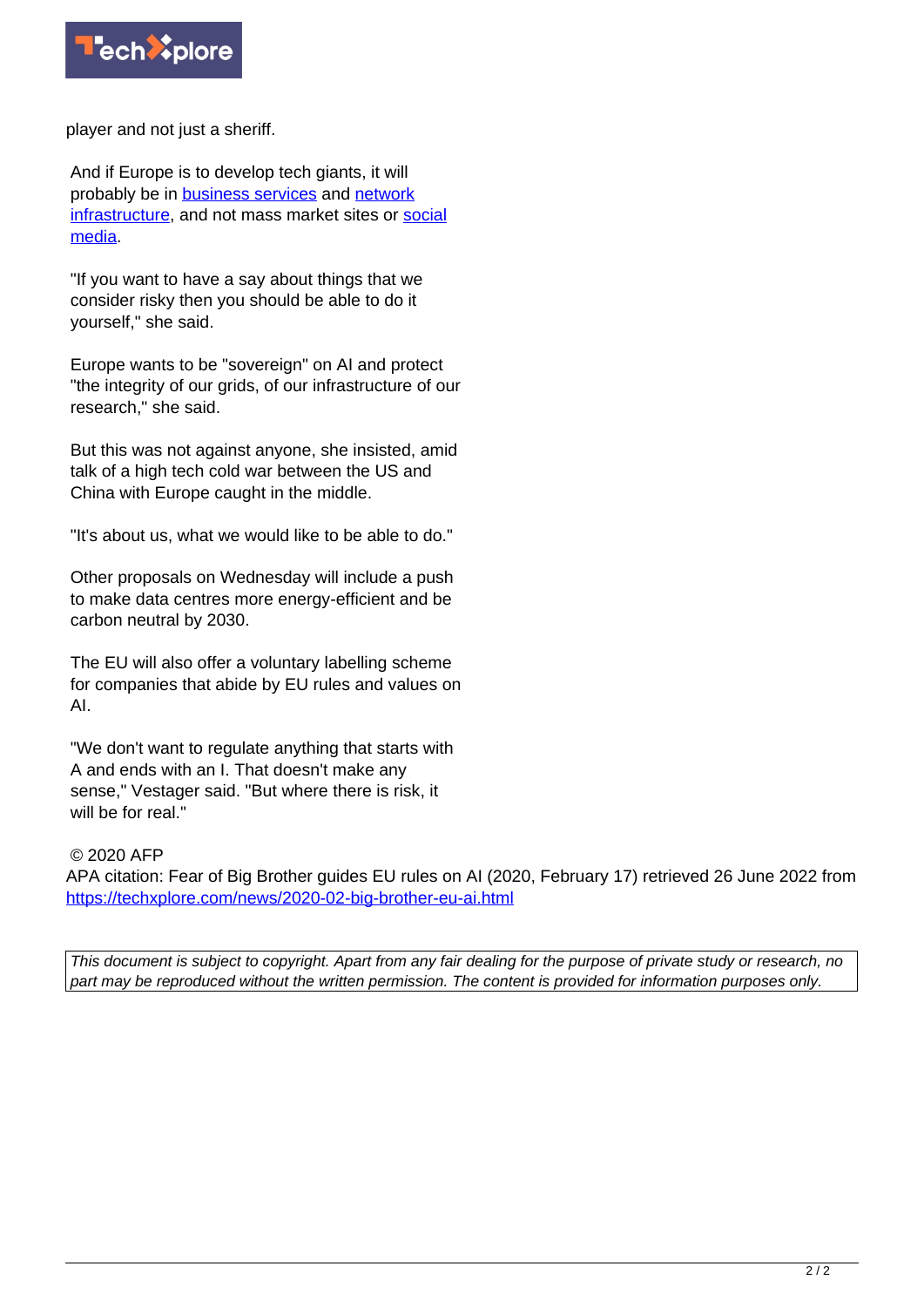player and not just a sheriff.

And if Europe is to develop tech giants, it will probably be in business services and network infrastructure, and not mass market sites or social media.

"If you want to have a say about things that we consider risky then you should be able to do it yourself," she said.

Europe wants to be "sovereign" on AI and protect "the integrity of our grids, of our infrastructure of our research," she said.

But this was not against anyone, she insisted, amid talk of a high tech cold war between the US and China with Europe caught in the middle.

"It's about us, what we would like to be able to do."

Other proposals on Wednesday will include a push to make data centres more energy-efficient and be carbon neutral by 2030.

The EU will also offer a voluntary labelling scheme for companies that abide by EU rules and values on AI.

"We don't want to regulate anything that starts with A and ends with an I. That doesn't make any sense," Vestager said. "But where there is risk, it will be for real."

© 2020 AFP

APA citation: Fear of Big Brother guides EU rules on AI (2020, February 17) retrieved 26 June 2022 from https://techxplore.com/news/2020-02-big-brother-eu-ai.html

*This document is subject to copyright. Apart from any fair dealing for the purpose of private study or research, no part may be reproduced without the written permission. The content is provided for information purposes only.*